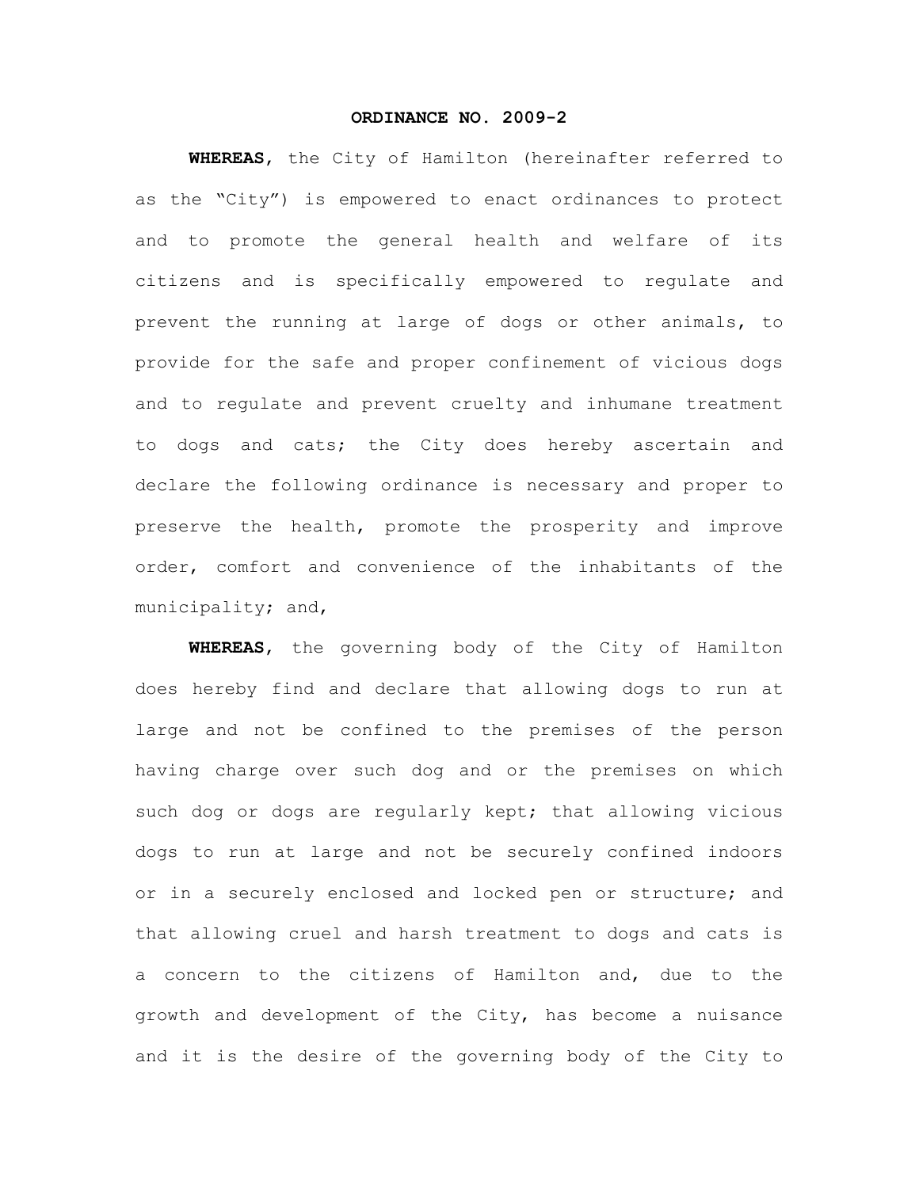# ORDINANCE NO. 2009-2

**WHEREAS**, the City of Hamilton (hereinafter referred to as the "City") is empowered to enact ordinances to protect and to promote the general health and welfare of its citizens and is specifically empowered to regulate and prevent the running at large of dogs or other animals, to provide for the safe and proper confinement of vicious dogs and to regulate and prevent cruelty and inhumane treatment to dogs and cats; the City does hereby ascertain and declare the following ordinance is necessary and proper to preserve the health, promote the prosperity and improve order, comfort and convenience of the inhabitants of the municipality; and,

**WHEREAS**, the governing body of the City of Hamilton does hereby find and declare that allowing dogs to run at large and not be confined to the premises of the person having charge over such dog and or the premises on which such dog or dogs are regularly kept; that allowing vicious dogs to run at large and not be securely confined indoors or in a securely enclosed and locked pen or structure; and that allowing cruel and harsh treatment to dogs and cats is a concern to the citizens of Hamilton and, due to the growth and development of the City, has become a nuisance and it is the desire of the governing body of the City to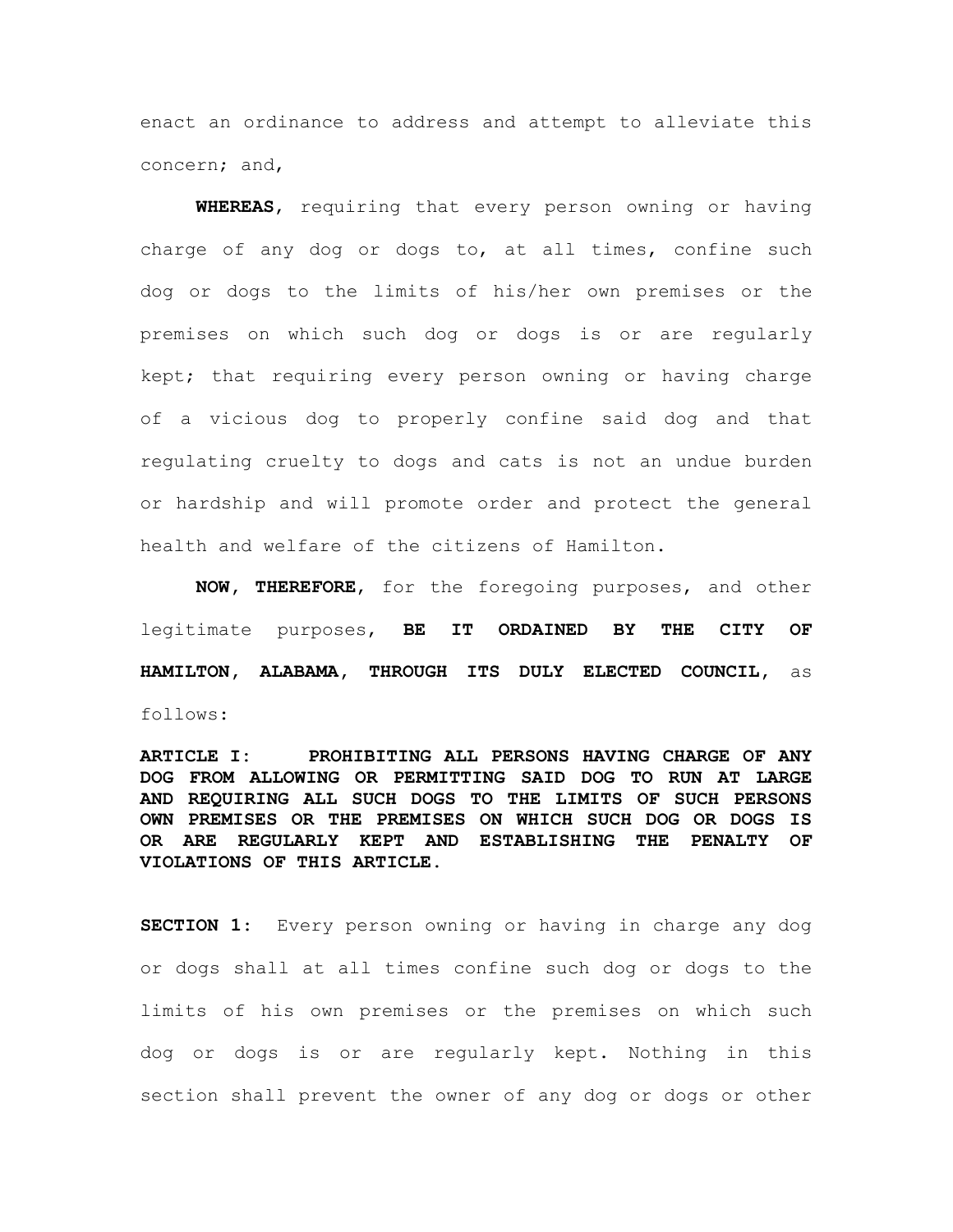enact an ordinance to address and attempt to alleviate this concern; and,

**WHEREAS**, requiring that every person owning or having charge of any dog or dogs to, at all times, confine such dog or dogs to the limits of his/her own premises or the premises on which such dog or dogs is or are regularly kept; that requiring every person owning or having charge of a vicious dog to properly confine said dog and that regulating cruelty to dogs and cats is not an undue burden or hardship and will promote order and protect the general health and welfare of the citizens of Hamilton.

**NOW, THEREFORE**, for the foregoing purposes, and other legitimate purposes, **BE IT ORDAINED BY THE CITY OF HAMILTON, ALABAMA, THROUGH ITS DULY ELECTED COUNCIL**, as follows:

**ARTICLE I: PROHIBITING ALL PERSONS HAVING CHARGE OF ANY DOG FROM ALLOWING OR PERMITTING SAID DOG TO RUN AT LARGE AND REQUIRING ALL SUCH DOGS TO THE LIMITS OF SUCH PERSONS OWN PREMISES OR THE PREMISES ON WHICH SUCH DOG OR DOGS IS OR ARE REGULARLY KEPT AND ESTABLISHING THE PENALTY OF VIOLATIONS OF THIS ARTICLE.**

**SECTION 1:** Every person owning or having in charge any dog or dogs shall at all times confine such dog or dogs to the limits of his own premises or the premises on which such dog or dogs is or are regularly kept. Nothing in this section shall prevent the owner of any dog or dogs or other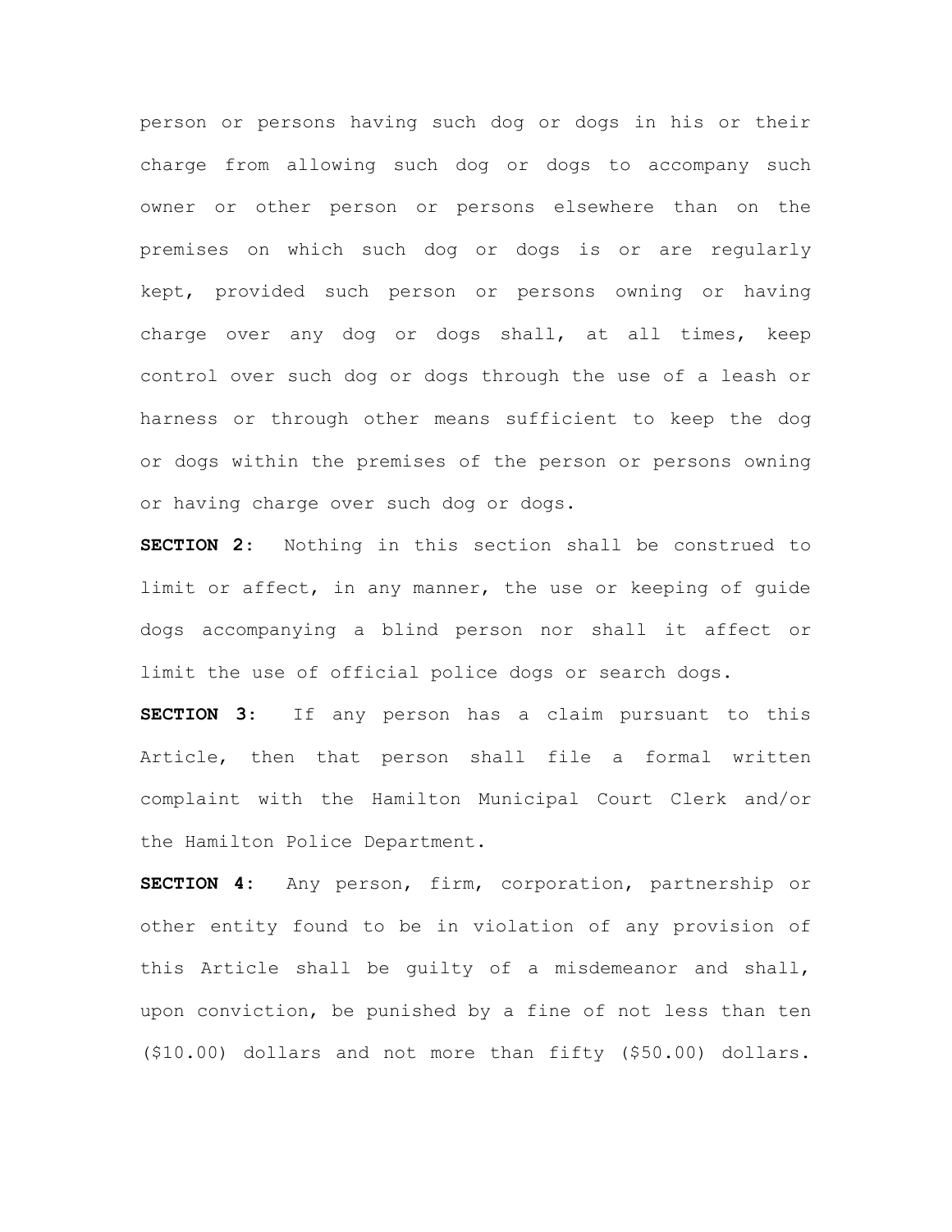person or persons having such dog or dogs in his or their charge from allowing such dog or dogs to accompany such owner or other person or persons elsewhere than on the premises on which such dog or dogs is or are regularly kept, provided such person or persons owning or having charge over any dog or dogs shall, at all times, keep control over such dog or dogs through the use of a leash or harness or through other means sufficient to keep the dog or dogs within the premises of the person or persons owning or having charge over such dog or dogs.

**SECTION 2:** Nothing in this section shall be construed to limit or affect, in any manner, the use or keeping of guide dogs accompanying a blind person nor shall it affect or limit the use of official police dogs or search dogs.

**SECTION 3:** If any person has a claim pursuant to this Article, then that person shall file a formal written complaint with the Hamilton Municipal Court Clerk and/or the Hamilton Police Department.

**SECTION 4:** Any person, firm, corporation, partnership or other entity found to be in violation of any provision of this Article shall be guilty of a misdemeanor and shall, upon conviction, be punished by a fine of not less than ten ($10.00) dollars and not more than fifty ($50.00) dollars.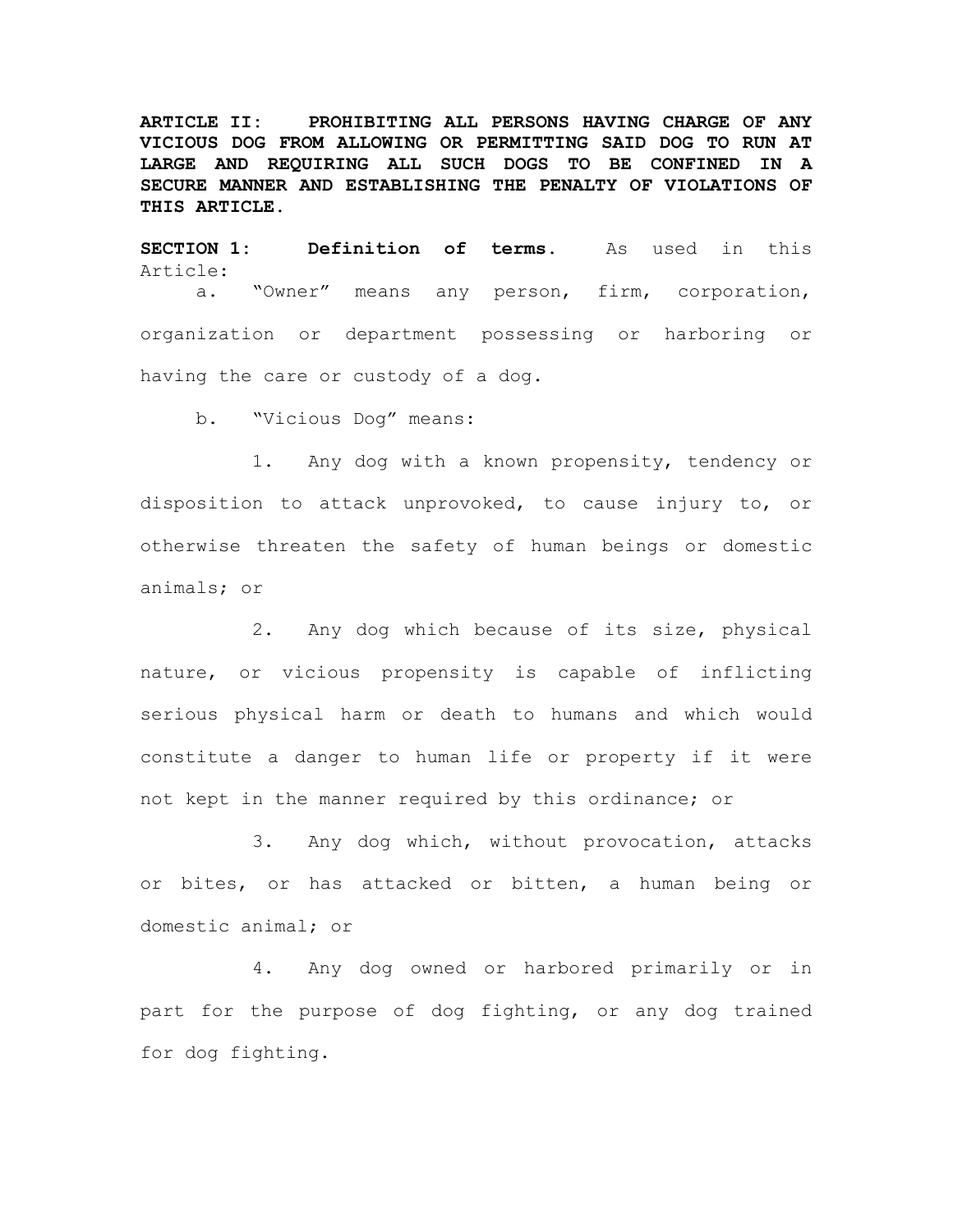**ARTICLE II: PROHIBITING ALL PERSONS HAVING CHARGE OF ANY VICIOUS DOG FROM ALLOWING OR PERMITTING SAID DOG TO RUN AT LARGE AND REQUIRING ALL SUCH DOGS TO BE CONFINED IN A SECURE MANNER AND ESTABLISHING THE PENALTY OF VIOLATIONS OF THIS ARTICLE.**

**SECTION 1: Definition of terms.** As used in this Article:

a. "Owner" means any person, firm, corporation, organization or department possessing or harboring or having the care or custody of a dog.

b. "Vicious Dog" means:

1. Any dog with a known propensity, tendency or disposition to attack unprovoked, to cause injury to, or otherwise threaten the safety of human beings or domestic animals; or

2. Any dog which because of its size, physical nature, or vicious propensity is capable of inflicting serious physical harm or death to humans and which would constitute a danger to human life or property if it were not kept in the manner required by this ordinance; or

3. Any dog which, without provocation, attacks or bites, or has attacked or bitten, a human being or domestic animal; or

4. Any dog owned or harbored primarily or in part for the purpose of dog fighting, or any dog trained for dog fighting.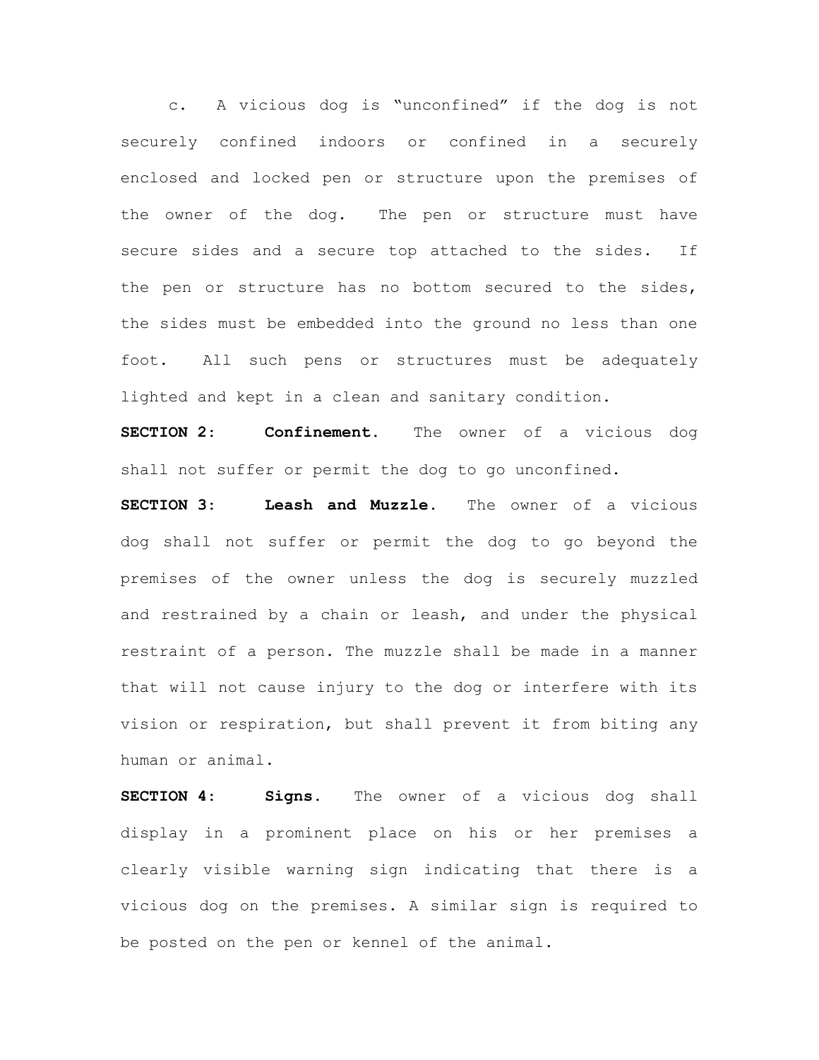c. A vicious dog is "unconfined" if the dog is not securely confined indoors or confined in a securely enclosed and locked pen or structure upon the premises of the owner of the dog. The pen or structure must have secure sides and a secure top attached to the sides. If the pen or structure has no bottom secured to the sides, the sides must be embedded into the ground no less than one foot. All such pens or structures must be adequately lighted and kept in a clean and sanitary condition.

**SECTION 2: Confinement.** The owner of a vicious dog shall not suffer or permit the dog to go unconfined.

**SECTION 3: Leash and Muzzle.** The owner of a vicious dog shall not suffer or permit the dog to go beyond the premises of the owner unless the dog is securely muzzled and restrained by a chain or leash, and under the physical restraint of a person. The muzzle shall be made in a manner that will not cause injury to the dog or interfere with its vision or respiration, but shall prevent it from biting any human or animal.

**SECTION 4: Signs.** The owner of a vicious dog shall display in a prominent place on his or her premises a clearly visible warning sign indicating that there is a vicious dog on the premises. A similar sign is required to be posted on the pen or kennel of the animal.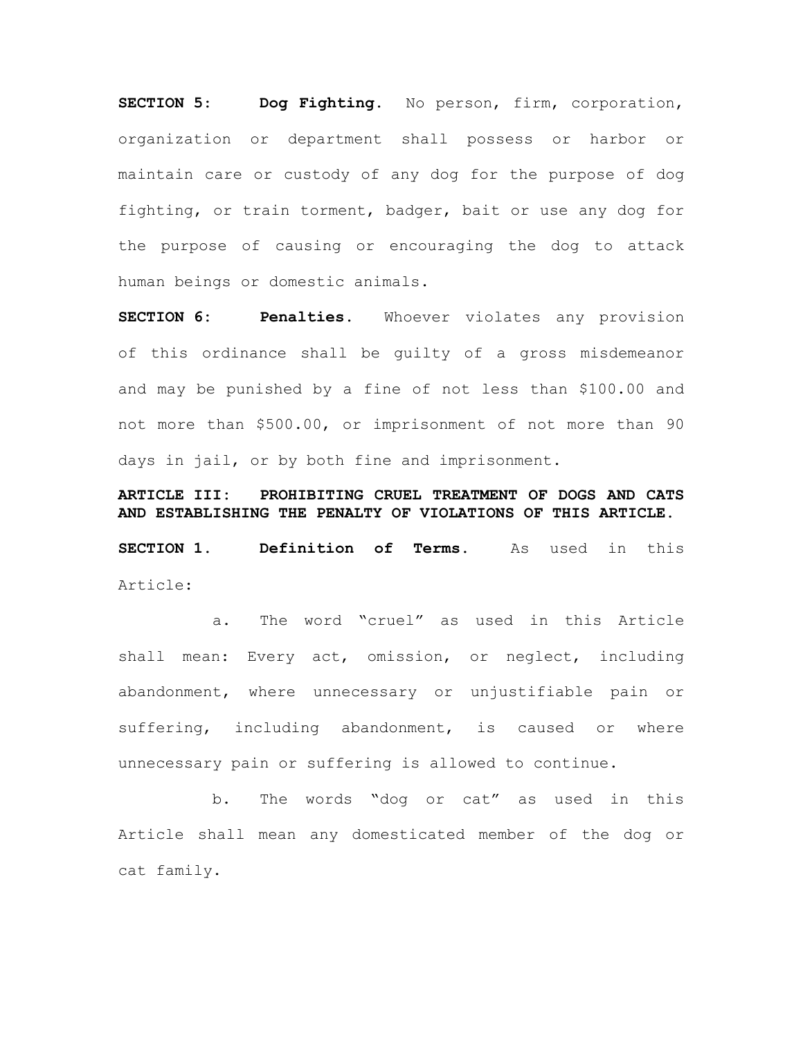**SECTION 5: Dog Fighting.** No person, firm, corporation, organization or department shall possess or harbor or maintain care or custody of any dog for the purpose of dog fighting, or train torment, badger, bait or use any dog for the purpose of causing or encouraging the dog to attack human beings or domestic animals.

**SECTION 6: Penalties.** Whoever violates any provision of this ordinance shall be guilty of a gross misdemeanor and may be punished by a fine of not less than $100.00 and not more than $500.00, or imprisonment of not more than 90 days in jail, or by both fine and imprisonment.

**ARTICLE III: PROHIBITING CRUEL TREATMENT OF DOGS AND CATS AND ESTABLISHING THE PENALTY OF VIOLATIONS OF THIS ARTICLE.**

**SECTION 1. Definition of Terms.** As used in this Article:

a. The word "cruel" as used in this Article shall mean: Every act, omission, or neglect, including abandonment, where unnecessary or unjustifiable pain or suffering, including abandonment, is caused or where unnecessary pain or suffering is allowed to continue.

b. The words "dog or cat" as used in this Article shall mean any domesticated member of the dog or cat family.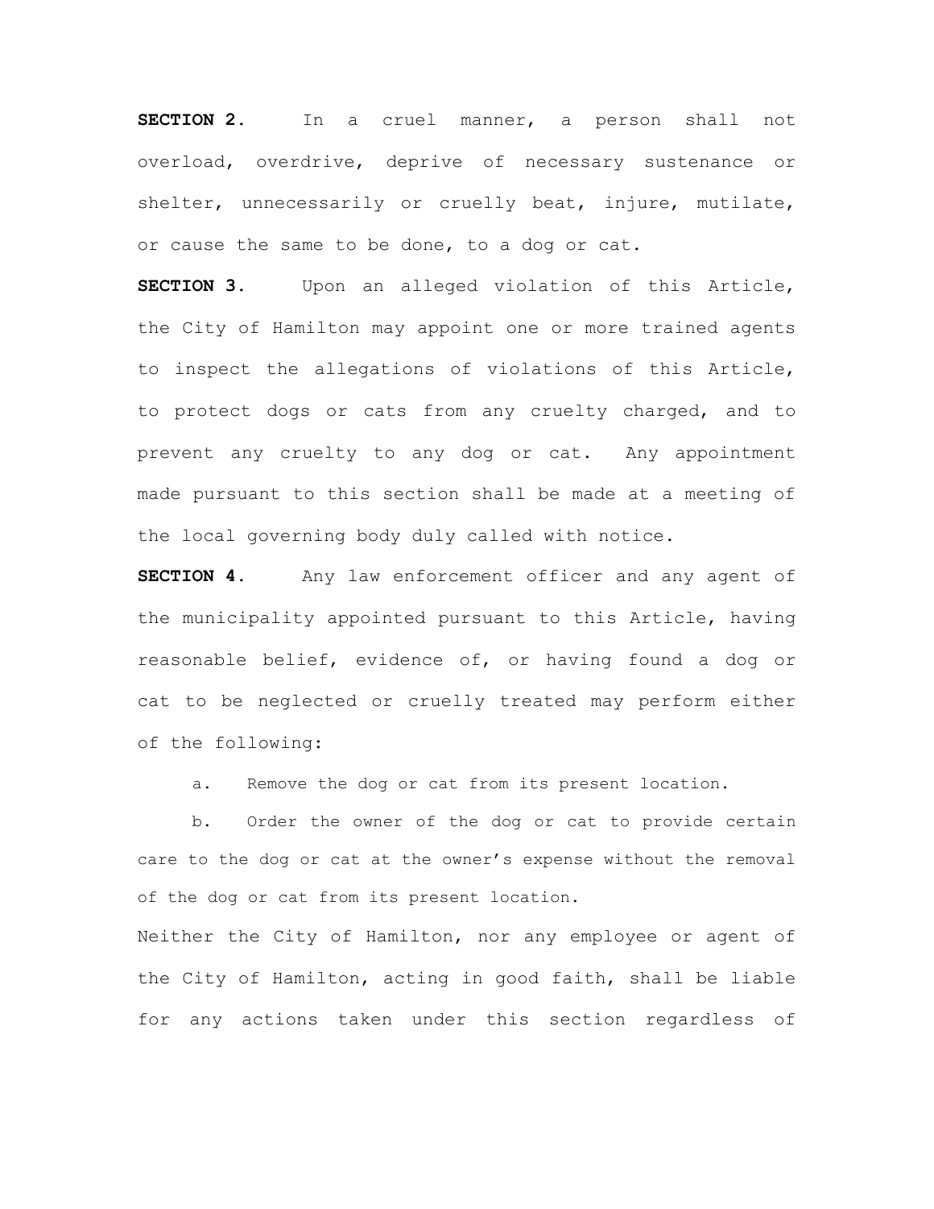**SECTION 2.** In a cruel manner, a person shall not overload, overdrive, deprive of necessary sustenance or shelter, unnecessarily or cruelly beat, injure, mutilate, or cause the same to be done, to a dog or cat.

**SECTION 3.** Upon an alleged violation of this Article, the City of Hamilton may appoint one or more trained agents to inspect the allegations of violations of this Article, to protect dogs or cats from any cruelty charged, and to prevent any cruelty to any dog or cat. Any appointment made pursuant to this section shall be made at a meeting of the local governing body duly called with notice.

**SECTION 4.** Any law enforcement officer and any agent of the municipality appointed pursuant to this Article, having reasonable belief, evidence of, or having found a dog or cat to be neglected or cruelly treated may perform either of the following:

a. Remove the dog or cat from its present location.

b. Order the owner of the dog or cat to provide certain care to the dog or cat at the owner's expense without the removal of the dog or cat from its present location.

Neither the City of Hamilton, nor any employee or agent of the City of Hamilton, acting in good faith, shall be liable for any actions taken under this section regardless of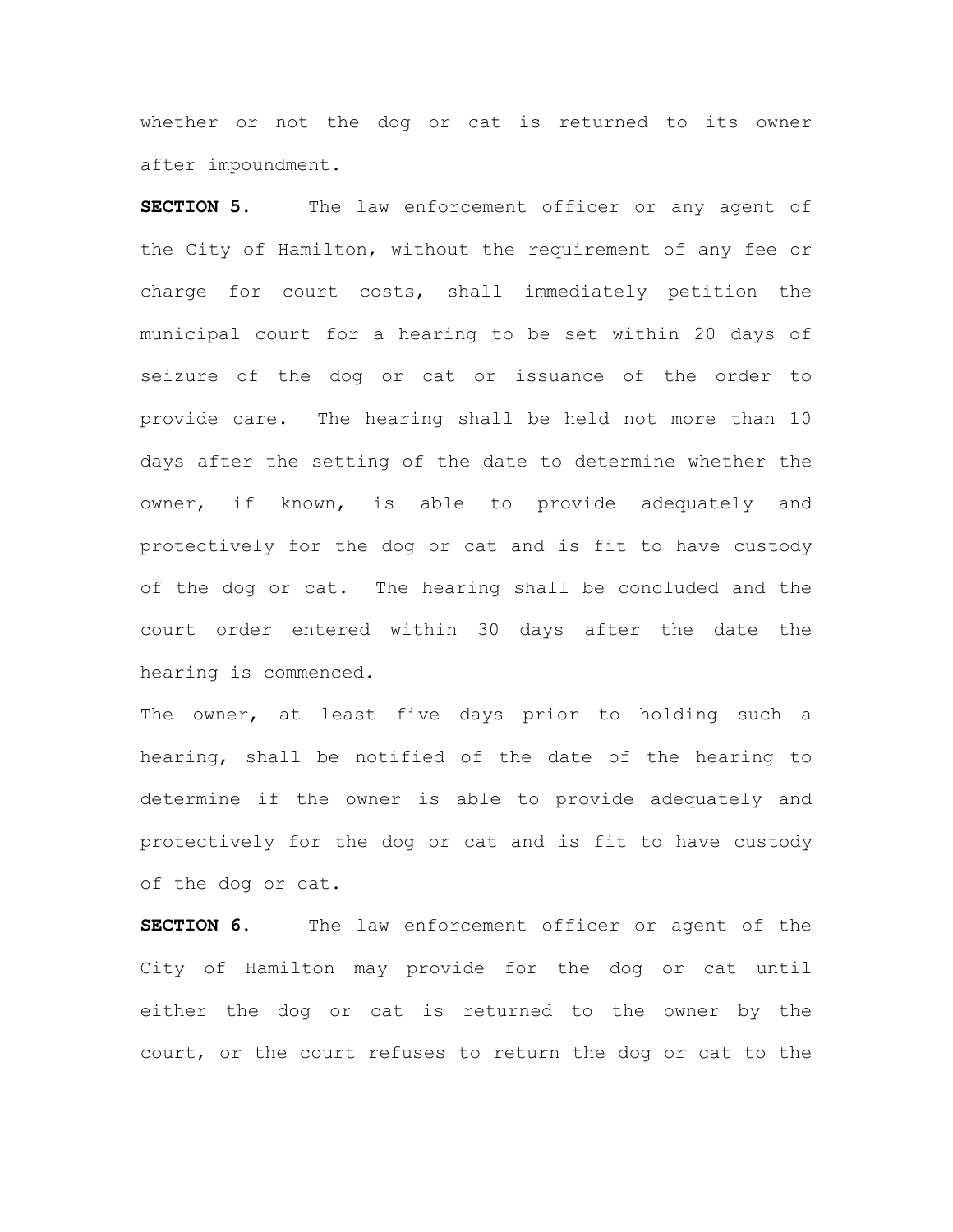whether or not the dog or cat is returned to its owner after impoundment.

**SECTION 5.** The law enforcement officer or any agent of the City of Hamilton, without the requirement of any fee or charge for court costs, shall immediately petition the municipal court for a hearing to be set within 20 days of seizure of the dog or cat or issuance of the order to provide care. The hearing shall be held not more than 10 days after the setting of the date to determine whether the owner, if known, is able to provide adequately and protectively for the dog or cat and is fit to have custody of the dog or cat. The hearing shall be concluded and the court order entered within 30 days after the date the hearing is commenced.

The owner, at least five days prior to holding such a hearing, shall be notified of the date of the hearing to determine if the owner is able to provide adequately and protectively for the dog or cat and is fit to have custody of the dog or cat.

**SECTION 6.** The law enforcement officer or agent of the City of Hamilton may provide for the dog or cat until either the dog or cat is returned to the owner by the court, or the court refuses to return the dog or cat to the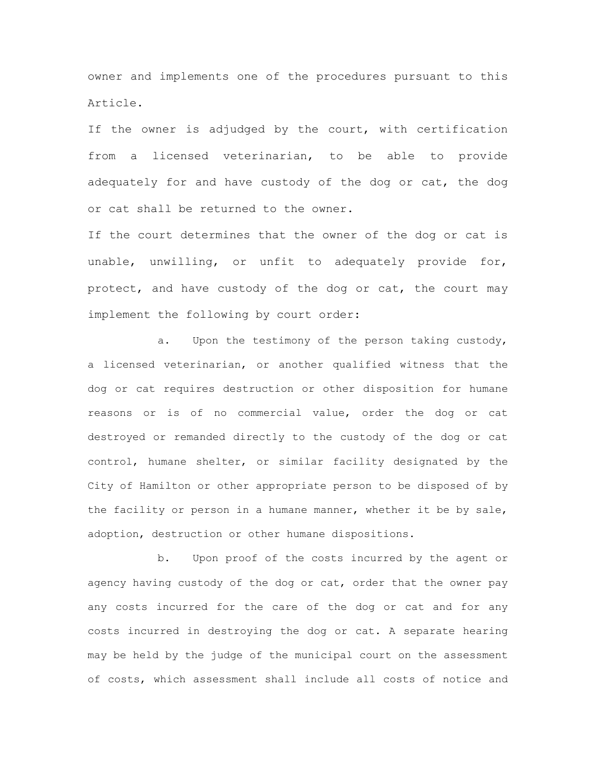owner and implements one of the procedures pursuant to this Article.

If the owner is adjudged by the court, with certification from a licensed veterinarian, to be able to provide adequately for and have custody of the dog or cat, the dog or cat shall be returned to the owner.

If the court determines that the owner of the dog or cat is unable, unwilling, or unfit to adequately provide for, protect, and have custody of the dog or cat, the court may implement the following by court order:

a. Upon the testimony of the person taking custody, a licensed veterinarian, or another qualified witness that the dog or cat requires destruction or other disposition for humane reasons or is of no commercial value, order the dog or cat destroyed or remanded directly to the custody of the dog or cat control, humane shelter, or similar facility designated by the City of Hamilton or other appropriate person to be disposed of by the facility or person in a humane manner, whether it be by sale, adoption, destruction or other humane dispositions.

b. Upon proof of the costs incurred by the agent or agency having custody of the dog or cat, order that the owner pay any costs incurred for the care of the dog or cat and for any costs incurred in destroying the dog or cat. A separate hearing may be held by the judge of the municipal court on the assessment of costs, which assessment shall include all costs of notice and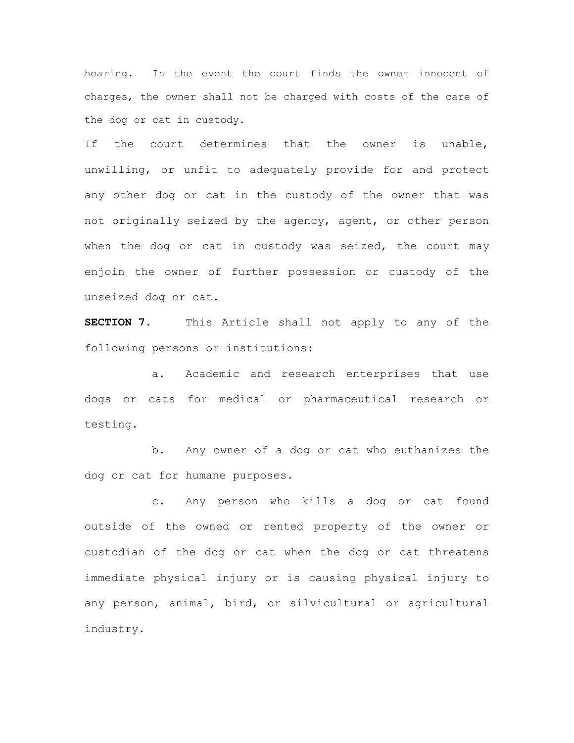hearing. In the event the court finds the owner innocent of charges, the owner shall not be charged with costs of the care of the dog or cat in custody.

If the court determines that the owner is unable, unwilling, or unfit to adequately provide for and protect any other dog or cat in the custody of the owner that was not originally seized by the agency, agent, or other person when the dog or cat in custody was seized, the court may enjoin the owner of further possession or custody of the unseized dog or cat.

**SECTION 7.** This Article shall not apply to any of the following persons or institutions:

a. Academic and research enterprises that use dogs or cats for medical or pharmaceutical research or testing.

b. Any owner of a dog or cat who euthanizes the dog or cat for humane purposes.

c. Any person who kills a dog or cat found outside of the owned or rented property of the owner or custodian of the dog or cat when the dog or cat threatens immediate physical injury or is causing physical injury to any person, animal, bird, or silvicultural or agricultural industry.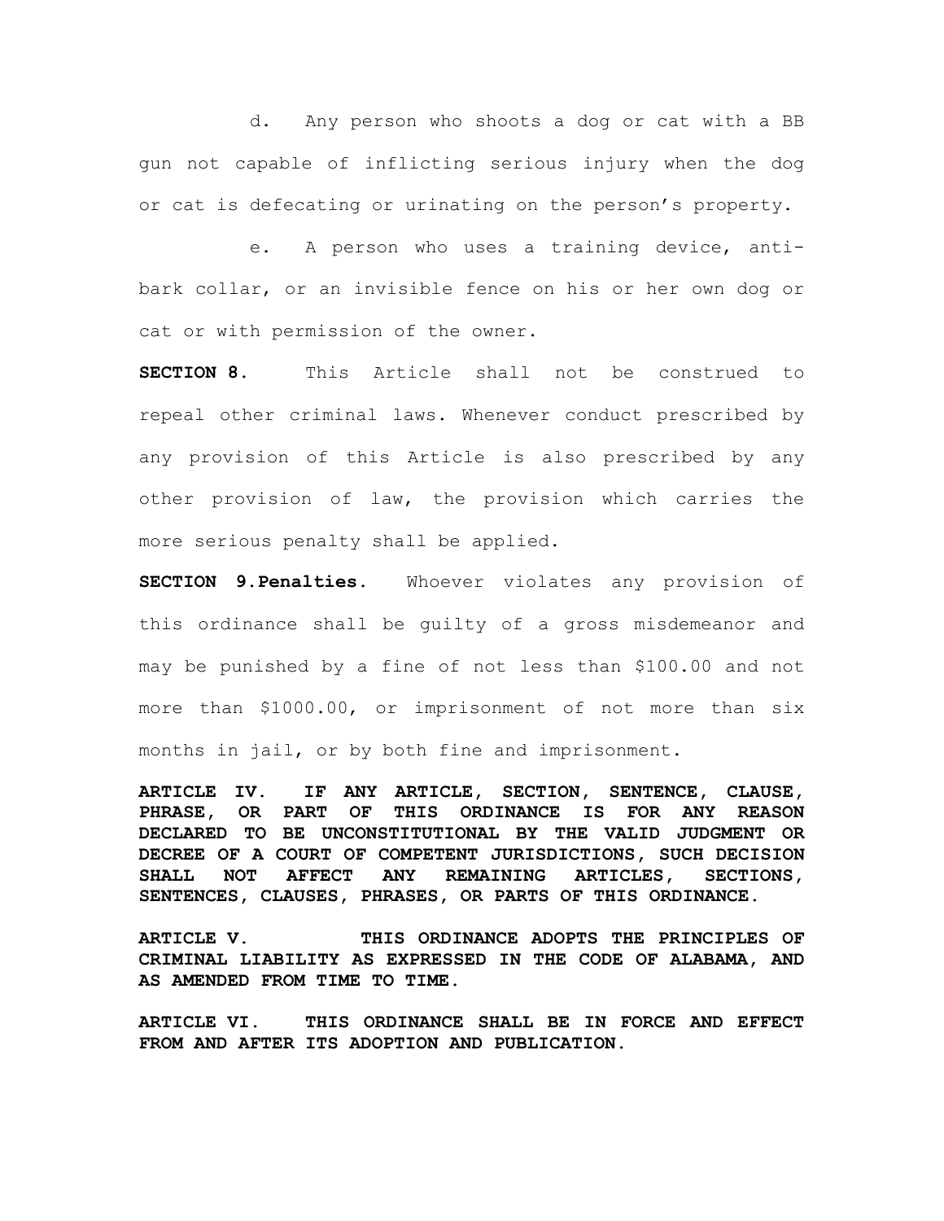d. Any person who shoots a dog or cat with a BB gun not capable of inflicting serious injury when the dog or cat is defecating or urinating on the person's property.

e. A person who uses a training device, anti-bark collar, or an invisible fence on his or her own dog or cat or with permission of the owner.

**SECTION 8.** This Article shall not be construed to repeal other criminal laws. Whenever conduct prescribed by any provision of this Article is also prescribed by any other provision of law, the provision which carries the more serious penalty shall be applied.

**SECTION 9.Penalties.** Whoever violates any provision of this ordinance shall be guilty of a gross misdemeanor and may be punished by a fine of not less than $100.00 and not more than $1000.00, or imprisonment of not more than six months in jail, or by both fine and imprisonment.

**ARTICLE IV. IF ANY ARTICLE, SECTION, SENTENCE, CLAUSE, PHRASE, OR PART OF THIS ORDINANCE IS FOR ANY REASON DECLARED TO BE UNCONSTITUTIONAL BY THE VALID JUDGMENT OR DECREE OF A COURT OF COMPETENT JURISDICTIONS, SUCH DECISION SHALL NOT AFFECT ANY REMAINING ARTICLES, SECTIONS, SENTENCES, CLAUSES, PHRASES, OR PARTS OF THIS ORDINANCE.**

**ARTICLE V. THIS ORDINANCE ADOPTS THE PRINCIPLES OF CRIMINAL LIABILITY AS EXPRESSED IN THE CODE OF ALABAMA, AND AS AMENDED FROM TIME TO TIME.**

**ARTICLE VI. THIS ORDINANCE SHALL BE IN FORCE AND EFFECT FROM AND AFTER ITS ADOPTION AND PUBLICATION.**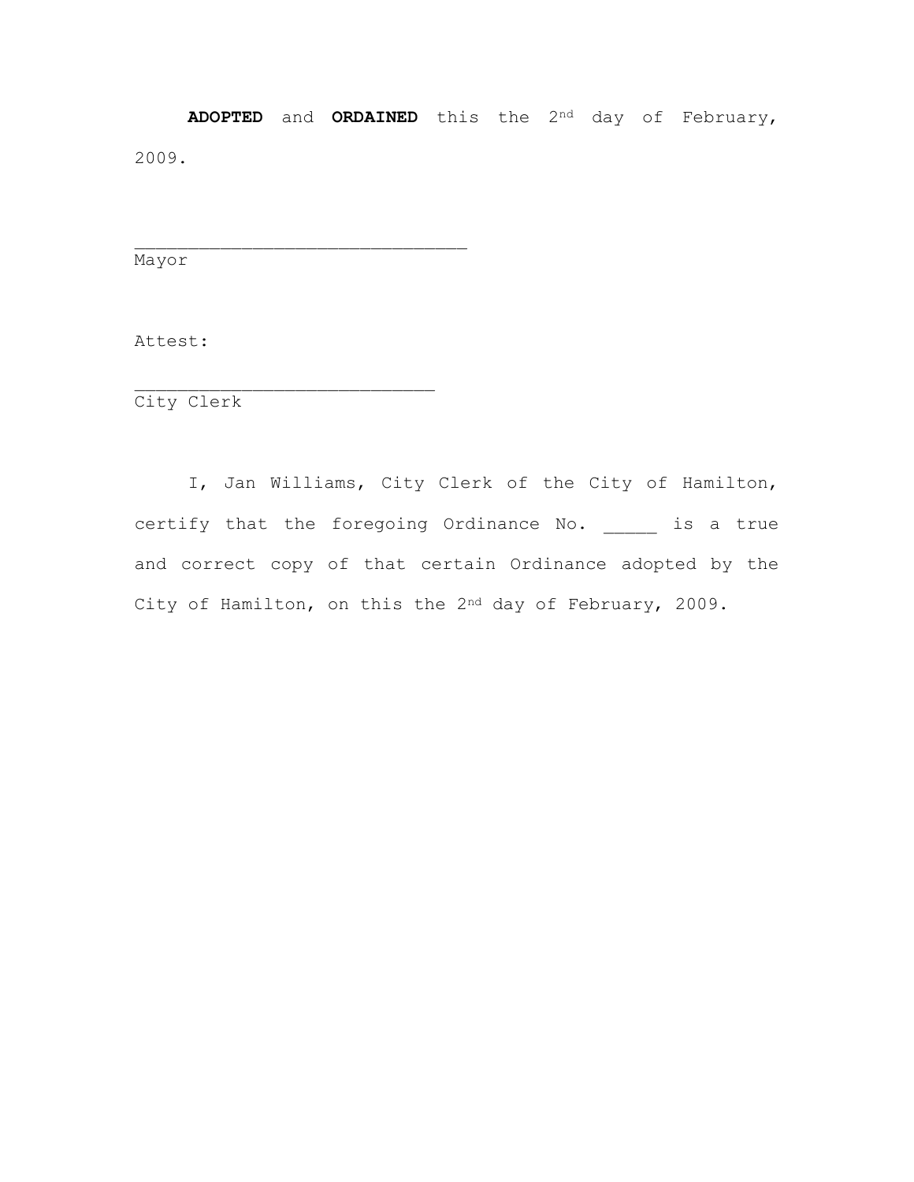**ADOPTED** and **ORDAINED** this the 2nd day of February, 2009.

______________________________
Mayor

Attest:

___________________________
City Clerk

I, Jan Williams, City Clerk of the City of Hamilton, certify that the foregoing Ordinance No. _____ is a true and correct copy of that certain Ordinance adopted by the City of Hamilton, on this the 2nd day of February, 2009.